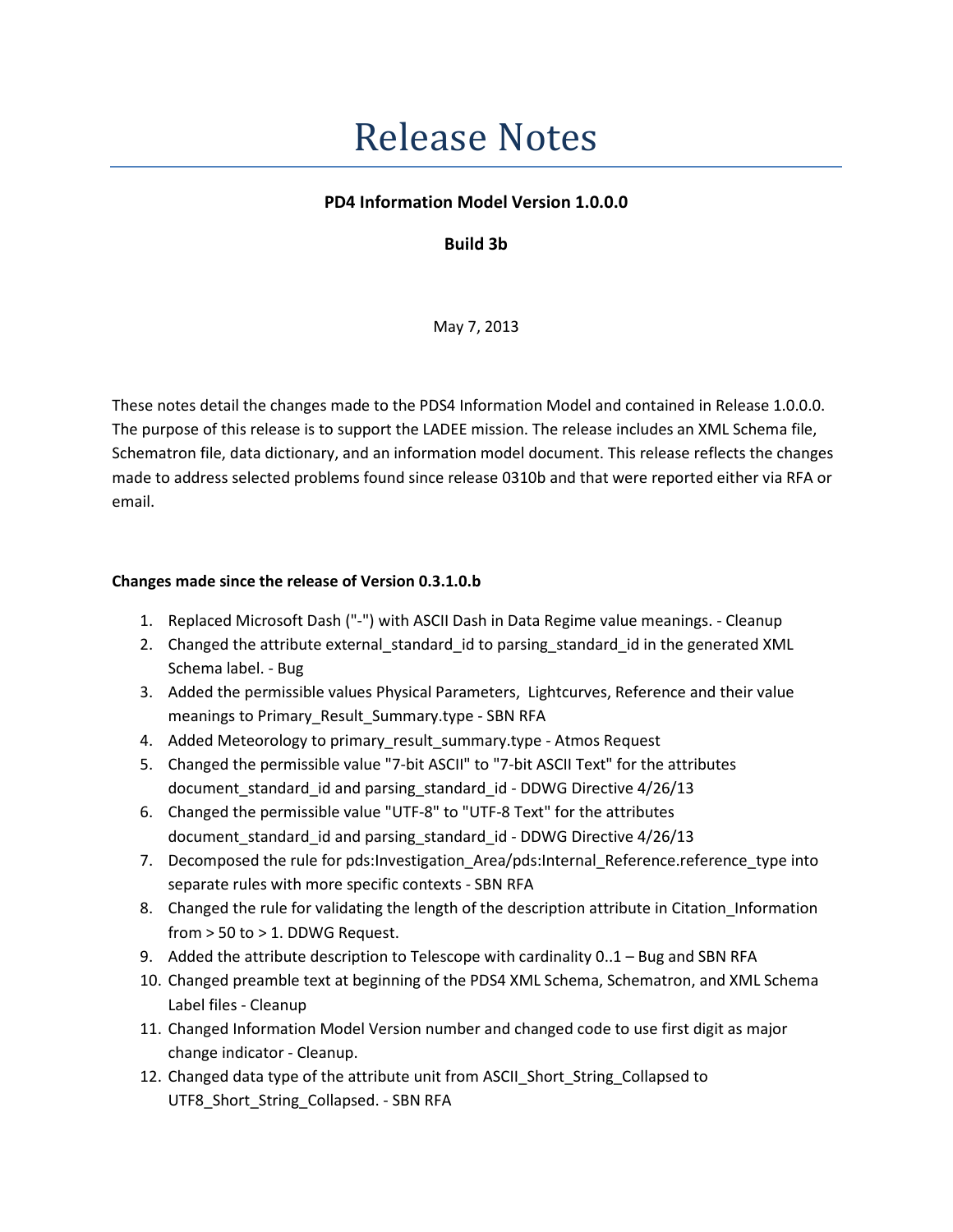# Release Notes

**PD4 Information Model Version 1.0.0.0**

**Build 3b**

May 7, 2013

These notes detail the changes made to the PDS4 Information Model and contained in Release 1.0.0.0. The purpose of this release is to support the LADEE mission. The release includes an XML Schema file, Schematron file, data dictionary, and an information model document. This release reflects the changes made to address selected problems found since release 0310b and that were reported either via RFA or email.

**Changes made since the release of Version 0.3.1.0.b**

1. Replaced Microsoft Dash ("-") with ASCII Dash in Data Regime value meanings. - Cleanup
2. Changed the attribute external_standard_id to parsing_standard_id in the generated XML Schema label. - Bug
3. Added the permissible values Physical Parameters, Lightcurves, Reference and their value meanings to Primary_Result_Summary.type - SBN RFA
4. Added Meteorology to primary_result_summary.type - Atmos Request
5. Changed the permissible value "7-bit ASCII" to "7-bit ASCII Text" for the attributes document_standard_id and parsing_standard_id - DDWG Directive 4/26/13
6. Changed the permissible value "UTF-8" to "UTF-8 Text" for the attributes document_standard_id and parsing_standard_id - DDWG Directive 4/26/13
7. Decomposed the rule for pds:Investigation_Area/pds:Internal_Reference.reference_type into separate rules with more specific contexts - SBN RFA
8. Changed the rule for validating the length of the description attribute in Citation_Information from > 50 to > 1. DDWG Request.
9. Added the attribute description to Telescope with cardinality 0..1 – Bug and SBN RFA
10. Changed preamble text at beginning of the PDS4 XML Schema, Schematron, and XML Schema Label files - Cleanup
11. Changed Information Model Version number and changed code to use first digit as major change indicator - Cleanup.
12. Changed data type of the attribute unit from ASCII_Short_String_Collapsed to UTF8_Short_String_Collapsed. - SBN RFA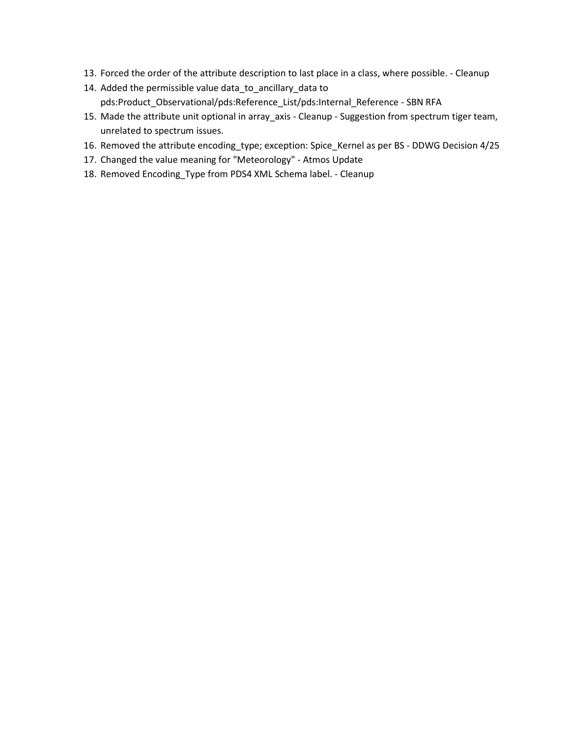13. Forced the order of the attribute description to last place in a class, where possible. - Cleanup
14. Added the permissible value data_to_ancillary_data to pds:Product_Observational/pds:Reference_List/pds:Internal_Reference - SBN RFA
15. Made the attribute unit optional in array_axis - Cleanup - Suggestion from spectrum tiger team, unrelated to spectrum issues.
16. Removed the attribute encoding_type; exception: Spice_Kernel as per BS - DDWG Decision 4/25
17. Changed the value meaning for "Meteorology" - Atmos Update
18. Removed Encoding_Type from PDS4 XML Schema label. - Cleanup